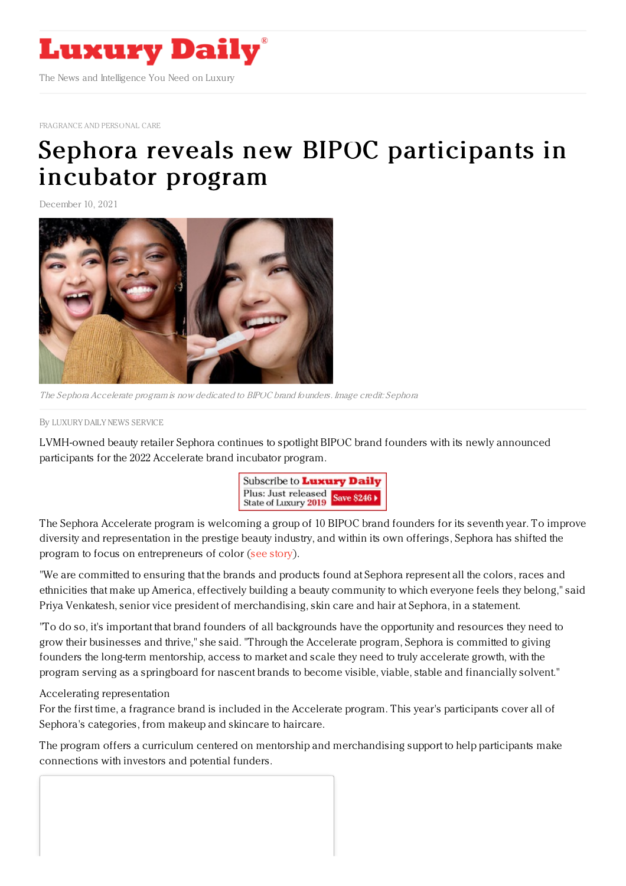FRAGRANCE AND PERSONAL CARE

# Sephora reveals new BIPOC participants in incubator program

December 10, 2021

*The Sephora Accelerate program is now dedicated to BIPOC brand founders. Image credit: Sephora*

By LUXURY DAILY NEWS SERVICE

LVMH-owned beauty retailer Sephora continues to spotlight BIPOC brand founders with its newly announced participants for the 2022 Accelerate brand incubator program.

The Sephora Accelerate program is welcoming a group of 10 BIPOC brand founders for its seventh year. To improve diversity and representation in the prestige beauty industry, and within its own offerings, Sephora has shifted the program to focus on entrepreneurs of color (see story).

"We are committed to ensuring that the brands and products found at Sephora represent all the colors, races and ethnicities that make up America, effectively building a beauty community to which everyone feels they belong," said Priya Venkatesh, senior vice president of merchandising, skin care and hair at Sephora, in a statement.

"To do so, it's important that brand founders of all backgrounds have the opportunity and resources they need to grow their businesses and thrive," she said. "Through the Accelerate program, Sephora is committed to giving founders the long-term mentorship, access to market and scale they need to truly accelerate growth, with the program serving as a springboard for nascent brands to become visible, viable, stable and financially solvent."

## Accelerating representation

For the first time, a fragrance brand is included in the Accelerate program. This year's participants cover all of Sephora's categories, from makeup and skincare to haircare.

The program offers a curriculum centered on mentorship and merchandising support to help participants make connections with investors and potential funders.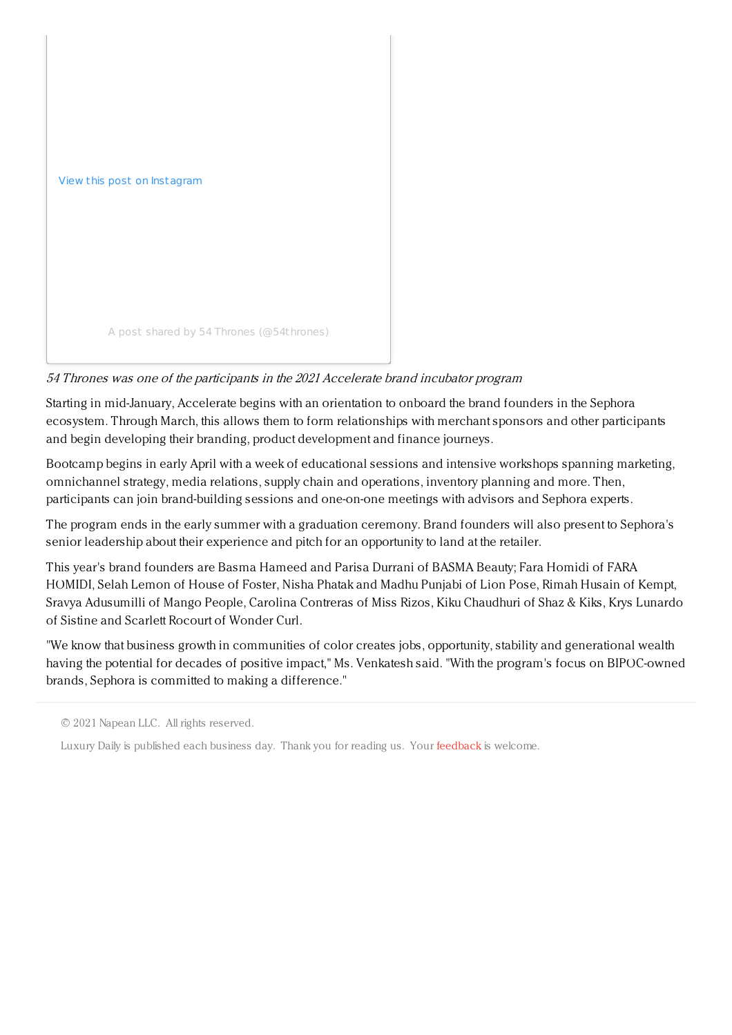View this post on Instagram

A post shared by 54 Thrones (@54thrones)

*54 Thrones was one of the participants in the 2021 Accelerate brand incubator program*

Starting in mid-January, Accelerate begins with an orientation to onboard the brand founders in the Sephora ecosystem. Through March, this allows them to form relationships with merchant sponsors and other participants and begin developing their branding, product development and finance journeys.

Bootcamp begins in early April with a week of educational sessions and intensive workshops spanning marketing, omnichannel strategy, media relations, supply chain and operations, inventory planning and more. Then, participants can join brand-building sessions and one-on-one meetings with advisors and Sephora experts.

The program ends in the early summer with a graduation ceremony. Brand founders will also present to Sephora's senior leadership about their experience and pitch for an opportunity to land at the retailer.

This year's brand founders are Basma Hameed and Parisa Durrani of BASMA Beauty; Fara Homidi of FARA HOMIDI, Selah Lemon of House of Foster, Nisha Phatak and Madhu Punjabi of Lion Pose, Rimah Husain of Kempt, Sravya Adusumilli of Mango People, Carolina Contreras of Miss Rizos, Kiku Chaudhuri of Shaz & Kiks, Krys Lunardo of Sistine and Scarlett Rocourt of Wonder Curl.

"We know that business growth in communities of color creates jobs, opportunity, stability and generational wealth having the potential for decades of positive impact," Ms. Venkatesh said. "With the program's focus on BIPOC-owned brands, Sephora is committed to making a difference."

© 2021 Napean LLC. All rights reserved.

Luxury Daily is published each business day. Thank you for reading us. Your feedback is welcome.